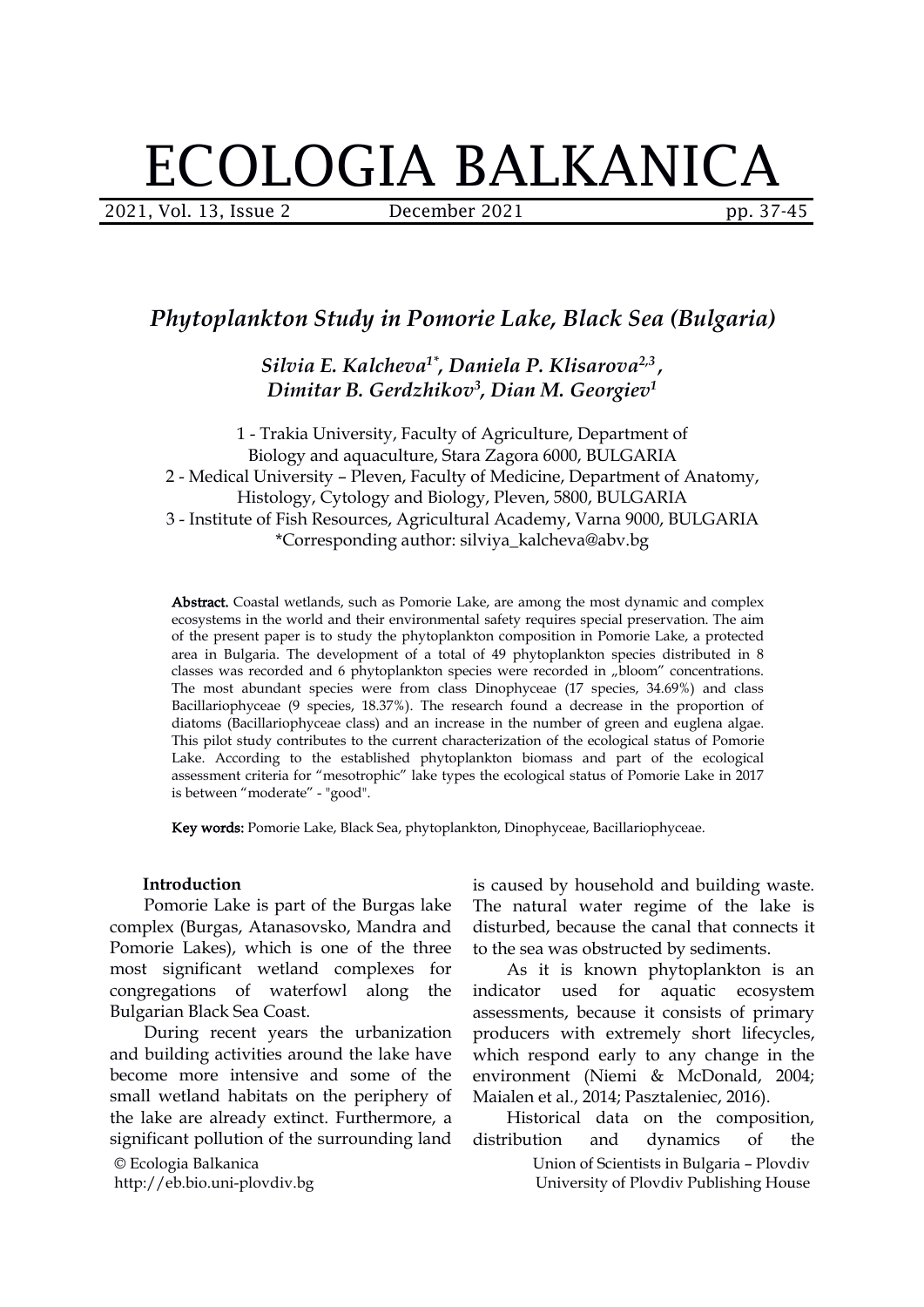# ECOLOGIA BALKANICA

## *Phytoplankton Study in Pomorie Lake, Black Sea (Bulgaria)*

***Silvia E. Kalcheva[1*], Daniela P. Klisarova[2,3], Dimitar B. Gerdzhikov[3], Dian M. Georgiev[1]***

1 - Trakia University, Faculty of Agriculture, Department of Biology and aquaculture, Stara Zagora 6000, BULGARIA
2 - Medical University – Pleven, Faculty of Medicine, Department of Anatomy, Histology, Cytology and Biology, Pleven, 5800, BULGARIA
3 - Institute of Fish Resources, Agricultural Academy, Varna 9000, BULGARIA
*Corresponding author: silviya_kalcheva@abv.bg

**Abstract.** Coastal wetlands, such as Pomorie Lake, are among the most dynamic and complex ecosystems in the world and their environmental safety requires special preservation. The aim of the present paper is to study the phytoplankton composition in Pomorie Lake, a protected area in Bulgaria. The development of a total of 49 phytoplankton species distributed in 8 classes was recorded and 6 phytoplankton species were recorded in „bloom" concentrations. The most abundant species were from class Dinophyceae (17 species, 34.69%) and class Bacillariophyceae (9 species, 18.37%). The research found a decrease in the proportion of diatoms (Bacillariophyceae class) and an increase in the number of green and euglena algae. This pilot study contributes to the current characterization of the ecological status of Pomorie Lake. According to the established phytoplankton biomass and part of the ecological assessment criteria for "mesotrophic" lake types the ecological status of Pomorie Lake in 2017 is between "moderate" - "good".

**Key words:** Pomorie Lake, Black Sea, phytoplankton, Dinophyceae, Bacillariophyceae.

### Introduction

Pomorie Lake is part of the Burgas lake complex (Burgas, Atanasovsko, Mandra and Pomorie Lakes), which is one of the three most significant wetland complexes for congregations of waterfowl along the Bulgarian Black Sea Coast.

During recent years the urbanization and building activities around the lake have become more intensive and some of the small wetland habitats on the periphery of the lake are already extinct. Furthermore, a significant pollution of the surrounding land is caused by household and building waste. The natural water regime of the lake is disturbed, because the canal that connects it to the sea was obstructed by sediments.

As it is known phytoplankton is an indicator used for aquatic ecosystem assessments, because it consists of primary producers with extremely short lifecycles, which respond early to any change in the environment (Niemi & McDonald, 2004; Maialen et al., 2014; Pasztaleniec, 2016).

Historical data on the composition, distribution and dynamics of the

© Ecologia Balkanica
http://eb.bio.uni-plovdiv.bg

Union of Scientists in Bulgaria – Plovdiv
University of Plovdiv Publishing House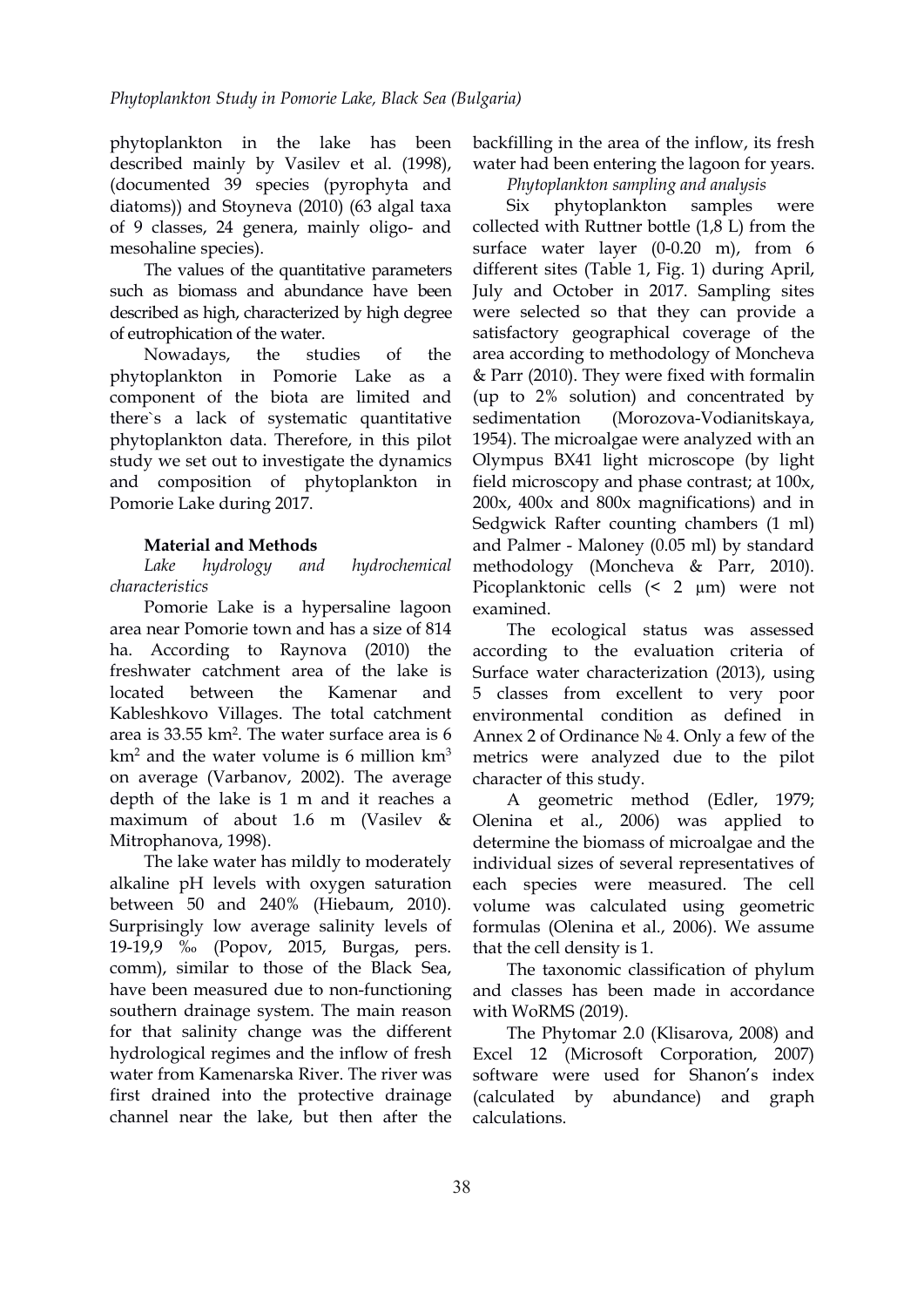phytoplankton in the lake has been described mainly by Vasilev et al. (1998), (documented 39 species (pyrophyta and diatoms)) and Stoyneva (2010) (63 algal taxa of 9 classes, 24 genera, mainly oligo- and mesohaline species).

The values of the quantitative parameters such as biomass and abundance have been described as high, characterized by high degree of eutrophication of the water.

Nowadays, the studies of the phytoplankton in Pomorie Lake as a component of the biota are limited and there`s a lack of systematic quantitative phytoplankton data. Therefore, in this pilot study we set out to investigate the dynamics and composition of phytoplankton in Pomorie Lake during 2017.

## Material and Methods

*Lake hydrology and hydrochemical characteristics*

Pomorie Lake is a hypersaline lagoon area near Pomorie town and has a size of 814 ha. According to Raynova (2010) the freshwater catchment area of the lake is located between the Kamenar and Kableshkovo Villages. The total catchment area is 33.55 km$^2$. The water surface area is 6 km$^2$ and the water volume is 6 million km$^3$ on average (Varbanov, 2002). The average depth of the lake is 1 m and it reaches a maximum of about 1.6 m (Vasilev & Mitrophanova, 1998).

The lake water has mildly to moderately alkaline pH levels with oxygen saturation between 50 and 240% (Hiebaum, 2010). Surprisingly low average salinity levels of 19-19,9 ‰ (Popov, 2015, Burgas, pers. comm), similar to those of the Black Sea, have been measured due to non-functioning southern drainage system. The main reason for that salinity change was the different hydrological regimes and the inflow of fresh water from Kamenarska River. The river was first drained into the protective drainage channel near the lake, but then after the backfilling in the area of the inflow, its fresh water had been entering the lagoon for years.

*Phytoplankton sampling and analysis*

Six phytoplankton samples were collected with Ruttner bottle (1,8 L) from the surface water layer (0-0.20 m), from 6 different sites (Table 1, Fig. 1) during April, July and October in 2017. Sampling sites were selected so that they can provide a satisfactory geographical coverage of the area according to methodology of Moncheva & Parr (2010). They were fixed with formalin (up to 2% solution) and concentrated by sedimentation (Morozova-Vodianitskaya, 1954). The microalgae were analyzed with an Olympus BX41 light microscope (by light field microscopy and phase contrast; at 100x, 200x, 400x and 800x magnifications) and in Sedgwick Rafter counting chambers (1 ml) and Palmer - Maloney (0.05 ml) by standard methodology (Moncheva & Parr, 2010). Picoplanktonic cells (< 2 μm) were not examined.

The ecological status was assessed according to the evaluation criteria of Surface water characterization (2013), using 5 classes from excellent to very poor environmental condition as defined in Annex 2 of Ordinance № 4. Only a few of the metrics were analyzed due to the pilot character of this study.

A geometric method (Edler, 1979; Olenina et al., 2006) was applied to determine the biomass of microalgae and the individual sizes of several representatives of each species were measured. The cell volume was calculated using geometric formulas (Olenina et al., 2006). We assume that the cell density is 1.

The taxonomic classification of phylum and classes has been made in accordance with WoRMS (2019).

The Phytomar 2.0 (Klisarova, 2008) and Excel 12 (Microsoft Corporation, 2007) software were used for Shanon's index (calculated by abundance) and graph calculations.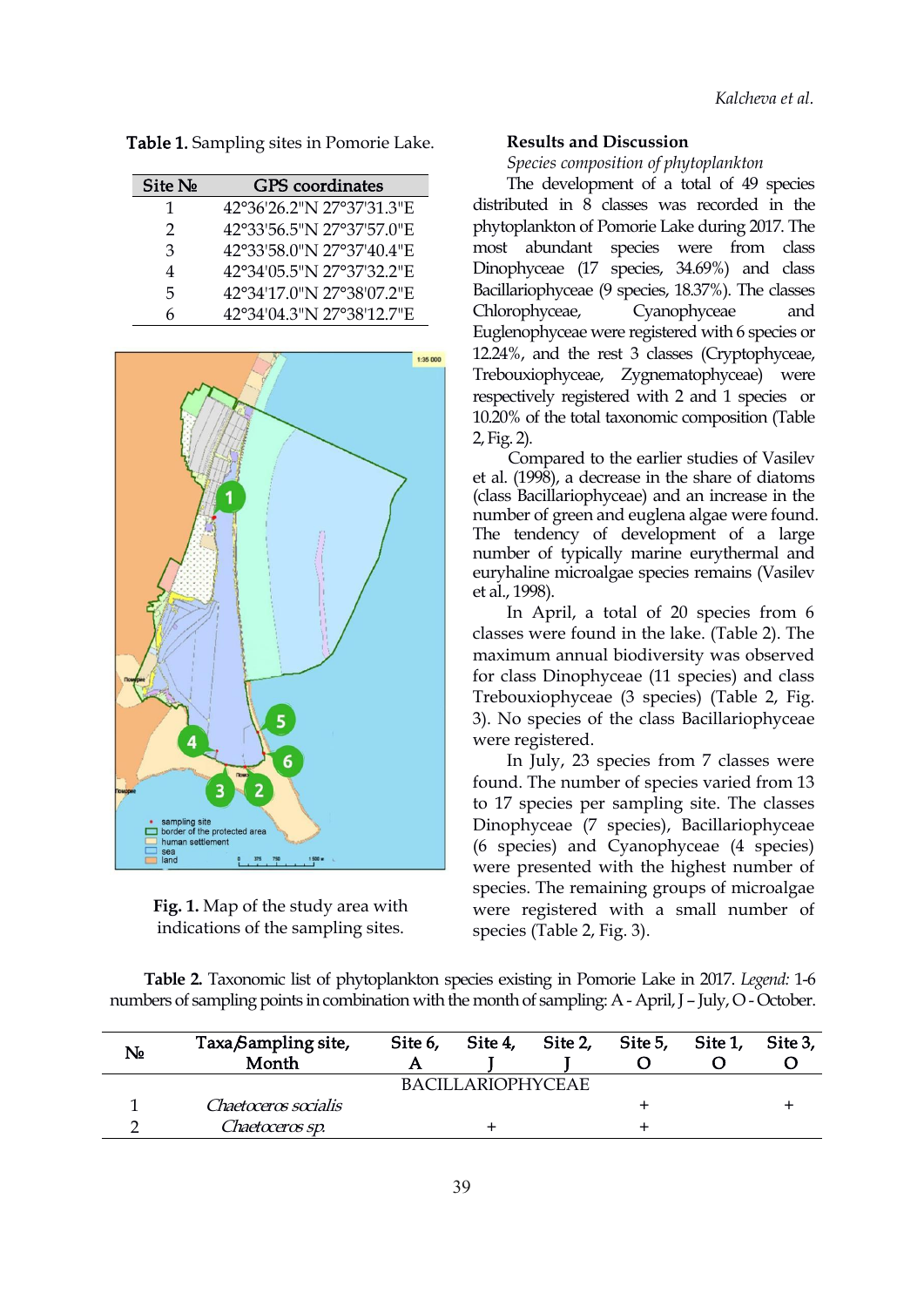Table 1. Sampling sites in Pomorie Lake.

| Site № | GPS coordinates |
|---|---|
| 1 | 42°36'26.2"N 27°37'31.3"E |
| 2 | 42°33'56.5"N 27°37'57.0"E |
| 3 | 42°33'58.0"N 27°37'40.4"E |
| 4 | 42°34'05.5"N 27°37'32.2"E |
| 5 | 42°34'17.0"N 27°38'07.2"E |
| 6 | 42°34'04.3"N 27°38'12.7"E |

**Fig. 1.** Map of the study area with indications of the sampling sites.

## Results and Discussion

*Species composition of phytoplankton*

The development of a total of 49 species distributed in 8 classes was recorded in the phytoplankton of Pomorie Lake during 2017. The most abundant species were from class Dinophyceae (17 species, 34.69%) and class Bacillariophyceae (9 species, 18.37%). The classes Chlorophyceae, Cyanophyceae and Euglenophyceae were registered with 6 species or 12.24%, and the rest 3 classes (Cryptophyceae, Trebouxiophyceae, Zygnematophyceae) were respectively registered with 2 and 1 species or 10.20% of the total taxonomic composition (Table 2, Fig. 2).

Compared to the earlier studies of Vasilev et al. (1998), a decrease in the share of diatoms (class Bacillariophyceae) and an increase in the number of green and euglena algae were found. The tendency of development of a large number of typically marine eurythermal and euryhaline microalgae species remains (Vasilev et al., 1998).

In April, a total of 20 species from 6 classes were found in the lake. (Table 2). The maximum annual biodiversity was observed for class Dinophyceae (11 species) and class Trebouxiophyceae (3 species) (Table 2, Fig. 3). No species of the class Bacillariophyceae were registered.

In July, 23 species from 7 classes were found. The number of species varied from 13 to 17 species per sampling site. The classes Dinophyceae (7 species), Bacillariophyceae (6 species) and Cyanophyceae (4 species) were presented with the highest number of species. The remaining groups of microalgae were registered with a small number of species (Table 2, Fig. 3).

**Table 2.** Taxonomic list of phytoplankton species existing in Pomorie Lake in 2017. *Legend:* 1-6 numbers of sampling points in combination with the month of sampling: A - April, J – July, O - October.

| № | Taxa/Sampling site, Month | Site 6, A | Site 4, J | Site 2, J | Site 5, O | Site 1, O | Site 3, O |
|---|---|---|---|---|---|---|---|
| | | | BACILLARIOPHYCEAE | | | | |
| 1 | *Chaetoceros socialis* | | | | + | | + |
| 2 | *Chaetoceros sp.* | | + | | + | | |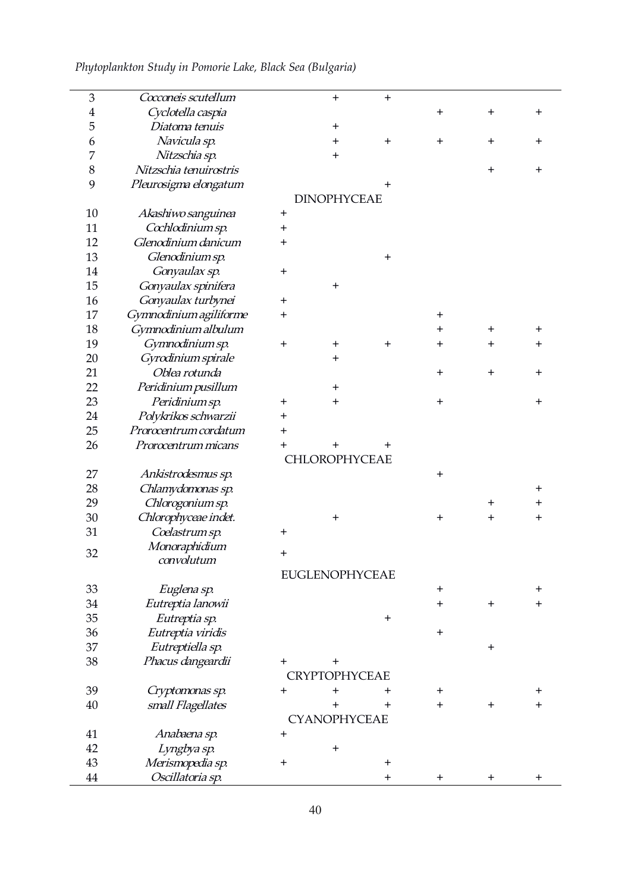| | | | | | | | |
|---|---|---|---|---|---|---|---|
| 3 | *Cocconeis scutellum* | | + | + | | | |
| 4 | *Cyclotella caspia* | | | | + | + | + |
| 5 | *Diatoma tenuis* | | + | | | | |
| 6 | *Navicula sp.* | | + | + | + | + | + |
| 7 | *Nitzschia sp.* | | + | | | | |
| 8 | *Nitzschia tenuirostris* | | | | | + | + |
| 9 | *Pleurosigma elongatum* | | | + | | | |
| | DINOPHYCEAE | | | | | | |
| 10 | *Akashiwo sanguinea* | + | | | | | |
| 11 | *Cochlodinium sp.* | + | | | | | |
| 12 | *Glenodinium danicum* | + | | | | | |
| 13 | *Glenodinium sp.* | | | + | | | |
| 14 | *Gonyaulax sp.* | + | | | | | |
| 15 | *Gonyaulax spinifera* | | + | | | | |
| 16 | *Gonyaulax turbynei* | + | | | | | |
| 17 | *Gymnodinium agiliforme* | + | | | + | | |
| 18 | *Gymnodinium albulum* | | | | + | + | + |
| 19 | *Gymnodinium sp.* | + | + | + | + | + | + |
| 20 | *Gyrodinium spirale* | | + | | | | |
| 21 | *Oblea rotunda* | | | | + | + | + |
| 22 | *Peridinium pusillum* | | + | | | | |
| 23 | *Peridinium sp.* | + | + | | + | | + |
| 24 | *Polykrikos schwarzii* | + | | | | | |
| 25 | *Prorocentrum cordatum* | + | | | | | |
| 26 | *Prorocentrum micans* | + | + | + | | | |
| | CHLOROPHYCEAE | | | | | | |
| 27 | *Ankistrodesmus sp.* | | | | + | | |
| 28 | *Chlamydomonas sp.* | | | | | | + |
| 29 | *Chlorogonium sp.* | | | | | + | + |
| 30 | *Chlorophyceae indet.* | | + | | + | + | + |
| 31 | *Coelastrum sp.* | + | | | | | |
| 32 | *Monoraphidium convolutum* | + | | | | | |
| | EUGLENOPHYCEAE | | | | | | |
| 33 | *Euglena sp.* | | | | + | | + |
| 34 | *Eutreptia lanowii* | | | | + | + | + |
| 35 | *Eutreptia sp.* | | | + | | | |
| 36 | *Eutreptia viridis* | | | | + | | |
| 37 | *Eutreptiella sp.* | | | | | + | |
| 38 | *Phacus dangeardii* | + | + | | | | |
| | CRYPTOPHYCEAE | | | | | | |
| 39 | *Cryptomonas sp.* | + | + | + | + | | + |
| 40 | *small Flagellates* | | + | + | + | + | + |
| | CYANOPHYCEAE | | | | | | |
| 41 | *Anabaena sp.* | + | | | | | |
| 42 | *Lyngbya sp.* | | + | | | | |
| 43 | *Merismopedia sp.* | + | | + | | | |
| 44 | *Oscillatoria sp.* | | | + | + | + | + |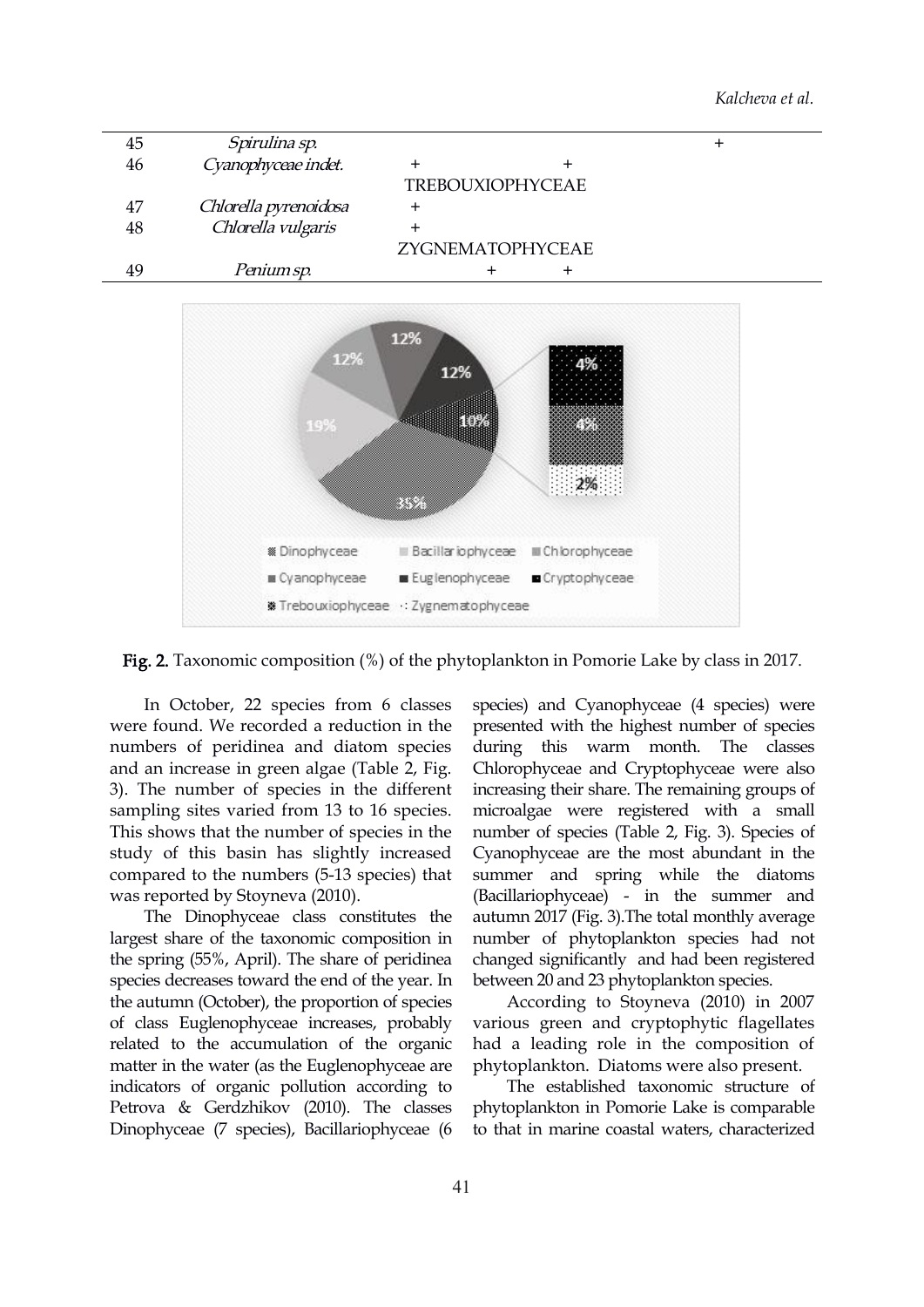| | | | | | | |
|---|---|---|---|---|---|---|
| 45 | *Spirulina sp.* | | | | | + |
| 46 | *Cyanophyceae indet.* | + | | + | | |
| | TREBOUXIOPHYCEAE | | | | | |
| 47 | *Chlorella pyrenoidosa* | + | | | | |
| 48 | *Chlorella vulgaris* | + | | | | |
| | ZYGNEMATOPHYCEAE | | | | | |
| 49 | *Penium sp.* | | + | + | | |

**Fig. 2.** Taxonomic composition (%) of the phytoplankton in Pomorie Lake by class in 2017.

In October, 22 species from 6 classes were found. We recorded a reduction in the numbers of peridinea and diatom species and an increase in green algae (Table 2, Fig. 3). The number of species in the different sampling sites varied from 13 to 16 species. This shows that the number of species in the study of this basin has slightly increased compared to the numbers (5-13 species) that was reported by Stoyneva (2010).

The Dinophyceae class constitutes the largest share of the taxonomic composition in the spring (55%, April). The share of peridinea species decreases toward the end of the year. In the autumn (October), the proportion of species of class Euglenophyceae increases, probably related to the accumulation of the organic matter in the water (as the Euglenophyceae are indicators of organic pollution according to Petrova & Gerdzhikov (2010). The classes Dinophyceae (7 species), Bacillariophyceae (6 species) and Cyanophyceae (4 species) were presented with the highest number of species during this warm month. The classes Chlorophyceae and Cryptophyceae were also increasing their share. The remaining groups of microalgae were registered with a small number of species (Table 2, Fig. 3). Species of Cyanophyceae are the most abundant in the summer and spring while the diatoms (Bacillariophyceae) - in the summer and autumn 2017 (Fig. 3).The total monthly average number of phytoplankton species had not changed significantly and had been registered between 20 and 23 phytoplankton species.

According to Stoyneva (2010) in 2007 various green and cryptophytic flagellates had a leading role in the composition of phytoplankton. Diatoms were also present.

The established taxonomic structure of phytoplankton in Pomorie Lake is comparable to that in marine coastal waters, characterized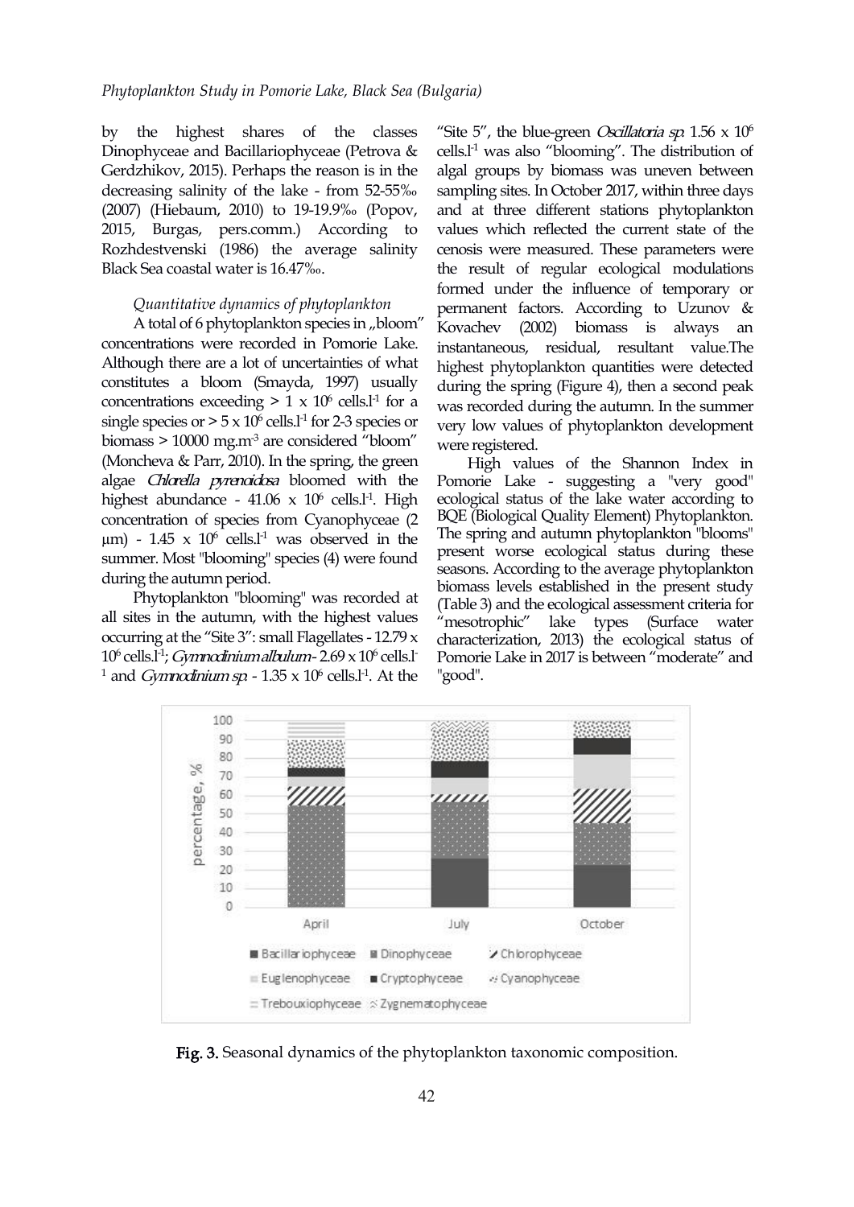by the highest shares of the classes Dinophyceae and Bacillariophyceae (Petrova & Gerdzhikov, 2015). Perhaps the reason is in the decreasing salinity of the lake - from 52-55‰ (2007) (Hiebaum, 2010) to 19-19.9‰ (Popov, 2015, Burgas, pers.comm.) According to Rozhdestvenski (1986) the average salinity Black Sea coastal water is 16.47‰.

*Quantitative dynamics of phytoplankton*

A total of 6 phytoplankton species in „bloom" concentrations were recorded in Pomorie Lake. Although there are a lot of uncertainties of what constitutes a bloom (Smayda, 1997) usually concentrations exceeding $> 1 \times 10^6$ cells.l$^{-1}$ for a single species or $> 5 \times 10^6$ cells.l$^{-1}$ for 2-3 species or biomass > 10000 mg.m$^{-3}$ are considered "bloom" (Moncheva & Parr, 2010). In the spring, the green algae *Chlorella pyrenoidosa* bloomed with the highest abundance - $41.06 \times 10^6$ cells.l$^{-1}$. High concentration of species from Cyanophyceae (2 µm) - $1.45 \times 10^6$ cells.l$^{-1}$ was observed in the summer. Most "blooming" species (4) were found during the autumn period.

Phytoplankton "blooming" was recorded at all sites in the autumn, with the highest values occurring at the "Site 3": small Flagellates - $12.79 \times 10^6$ cells.l$^{-1}$; *Gymnodinium albulum* - $2.69 \times 10^6$ cells.l$^{-1}$ and *Gymnodinium sp.* - $1.35 \times 10^6$ cells.l$^{-1}$. At the "Site 5", the blue-green *Oscillatoria sp.* $1.56 \times 10^6$ cells.l$^{-1}$ was also "blooming". The distribution of algal groups by biomass was uneven between sampling sites. In October 2017, within three days and at three different stations phytoplankton values which reflected the current state of the cenosis were measured. These parameters were the result of regular ecological modulations formed under the influence of temporary or permanent factors. According to Uzunov & Kovachev (2002) biomass is always an instantaneous, residual, resultant value.The highest phytoplankton quantities were detected during the spring (Figure 4), then a second peak was recorded during the autumn. In the summer very low values of phytoplankton development were registered.

High values of the Shannon Index in Pomorie Lake - suggesting a "very good" ecological status of the lake water according to BQE (Biological Quality Element) Phytoplankton. The spring and autumn phytoplankton "blooms" present worse ecological status during these seasons. According to the average phytoplankton biomass levels established in the present study (Table 3) and the ecological assessment criteria for "mesotrophic" lake types (Surface water characterization, 2013) the ecological status of Pomorie Lake in 2017 is between "moderate" and "good".

**Fig. 3.** Seasonal dynamics of the phytoplankton taxonomic composition.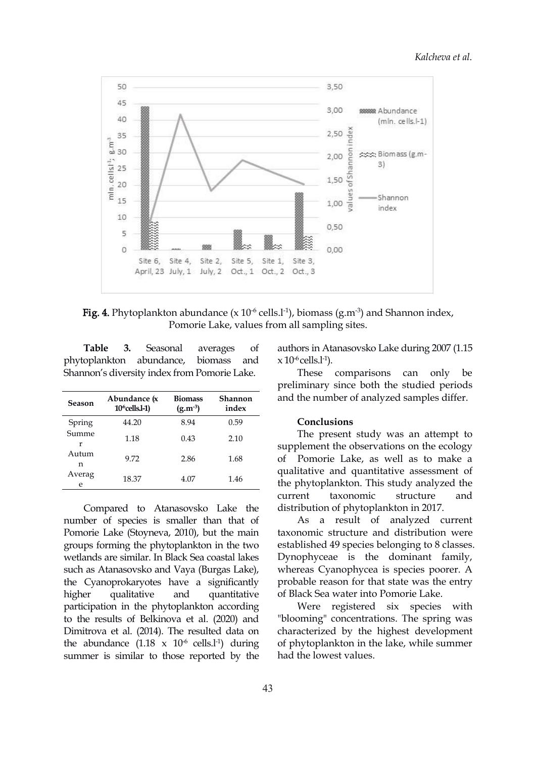**Fig. 4.** Phytoplankton abundance (x $10^{-6}$ cells.$l^{-1}$), biomass (g.$m^{-3}$) and Shannon index, Pomorie Lake, values from all sampling sites.

**Table 3.** Seasonal averages of phytoplankton abundance, biomass and Shannon's diversity index from Pomorie Lake.

| Season | Abundance (x $10^{6}$cells.l-1) | Biomass (g.$m^{-3}$) | Shannon index |
|---|---|---|---|
| Spring | 44.20 | 8.94 | 0.59 |
| Summer | 1.18 | 0.43 | 2.10 |
| Autumn | 9.72 | 2.86 | 1.68 |
| Average | 18.37 | 4.07 | 1.46 |

Compared to Atanasovsko Lake the number of species is smaller than that of Pomorie Lake (Stoyneva, 2010), but the main groups forming the phytoplankton in the two wetlands are similar. In Black Sea coastal lakes such as Atanasovsko and Vaya (Burgas Lake), the Cyanoprokaryotes have a significantly higher qualitative and quantitative participation in the phytoplankton according to the results of Belkinova et al. (2020) and Dimitrova et al. (2014). The resulted data on the abundance (1.18 x $10^{-6}$ cells.$l^{-1}$) during summer is similar to those reported by the authors in Atanasovsko Lake during 2007 (1.15 x $10^{-6}$ cells.$l^{-1}$).

These comparisons can only be preliminary since both the studied periods and the number of analyzed samples differ.

#### Conclusions

The present study was an attempt to supplement the observations on the ecology of Pomorie Lake, as well as to make a qualitative and quantitative assessment of the phytoplankton. This study analyzed the current taxonomic structure and distribution of phytoplankton in 2017.

As a result of analyzed current taxonomic structure and distribution were established 49 species belonging to 8 classes. Dynophyceae is the dominant family, whereas Cyanophycea is species poorer. A probable reason for that state was the entry of Black Sea water into Pomorie Lake.

Were registered six species with "blooming" concentrations. The spring was characterized by the highest development of phytoplankton in the lake, while summer had the lowest values.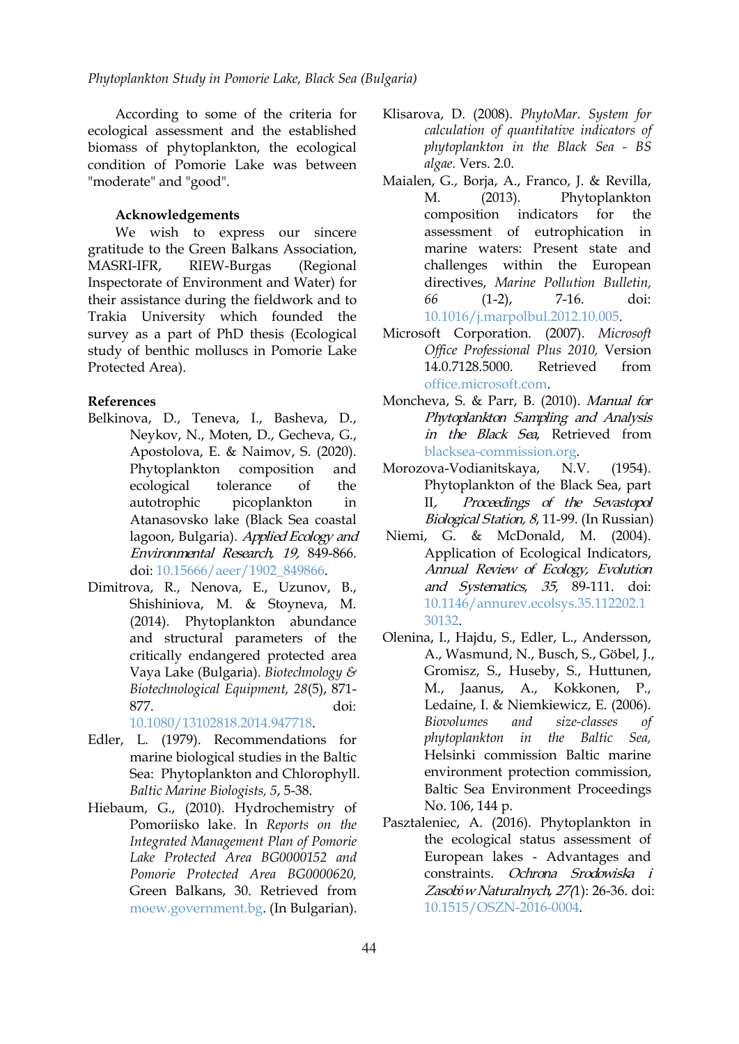According to some of the criteria for ecological assessment and the established biomass of phytoplankton, the ecological condition of Pomorie Lake was between "moderate" and "good".

### Acknowledgements

We wish to express our sincere gratitude to the Green Balkans Association, MASRI-IFR, RIEW-Burgas (Regional Inspectorate of Environment and Water) for their assistance during the fieldwork and to Trakia University which founded the survey as a part of PhD thesis (Ecological study of benthic molluscs in Pomorie Lake Protected Area).

### References

Belkinova, D., Teneva, I., Basheva, D., Neykov, N., Moten, D., Gecheva, G., Apostolova, E. & Naimov, S. (2020). Phytoplankton composition and ecological tolerance of the autotrophic picoplankton in Atanasovsko lake (Black Sea coastal lagoon, Bulgaria). *Applied Ecology and Environmental Research, 19,* 849-866. doi: 10.15666/aeer/1902_849866.

Dimitrova, R., Nenova, E., Uzunov, B., Shishiniova, M. & Stoyneva, M. (2014). Phytoplankton abundance and structural parameters of the critically endangered protected area Vaya Lake (Bulgaria). *Biotechnology & Biotechnological Equipment, 28*(5), 871-877. doi: 10.1080/13102818.2014.947718.

Edler, L. (1979). Recommendations for marine biological studies in the Baltic Sea: Phytoplankton and Chlorophyll. *Baltic Marine Biologists, 5*, 5-38.

Hiebaum, G., (2010). Hydrochemistry of Pomoriisko lake. In *Reports on the Integrated Management Plan of Pomorie Lake Protected Area BG0000152 and Pomorie Protected Area BG0000620,* Green Balkans, 30. Retrieved from moew.government.bg. (In Bulgarian).

Klisarova, D. (2008). *PhytoMar. System for calculation of quantitative indicators of phytoplankton in the Black Sea - BS algae.* Vers. 2.0.

Maialen, G., Borja, A., Franco, J. & Revilla, M. (2013). Phytoplankton composition indicators for the assessment of eutrophication in marine waters: Present state and challenges within the European directives, *Marine Pollution Bulletin, 66* (1-2), 7-16. doi: 10.1016/j.marpolbul.2012.10.005.

Microsoft Corporation. (2007). *Microsoft Office Professional Plus 2010,* Version 14.0.7128.5000. Retrieved from office.microsoft.com.

Moncheva, S. & Parr, B. (2010). *Manual for Phytoplankton Sampling and Analysis in the Black Sea,* Retrieved from blacksea-commission.org.

Morozova-Vodianitskaya, N.V. (1954). Phytoplankton of the Black Sea, part II, *Proceedings of the Sevastopol Biological Station, 8*, 11-99. (In Russian)

Niemi, G. & McDonald, M. (2004). Application of Ecological Indicators, *Annual Review of Ecology, Evolution and Systematics, 35*, 89-111. doi: 10.1146/annurev.ecolsys.35.112202.130132.

Olenina, I., Hajdu, S., Edler, L., Andersson, A., Wasmund, N., Busch, S., Göbel, J., Gromisz, S., Huseby, S., Huttunen, M., Jaanus, A., Kokkonen, P., Ledaine, I. & Niemkiewicz, E. (2006). *Biovolumes and size-classes of phytoplankton in the Baltic Sea,* Helsinki commission Baltic marine environment protection commission, Baltic Sea Environment Proceedings No. 106, 144 p.

Pasztaleniec, A. (2016). Phytoplankton in the ecological status assessment of European lakes - Advantages and constraints. *Ochrona Srodowiska i Zasobów Naturalnych, 27*(1): 26-36. doi: 10.1515/OSZN-2016-0004.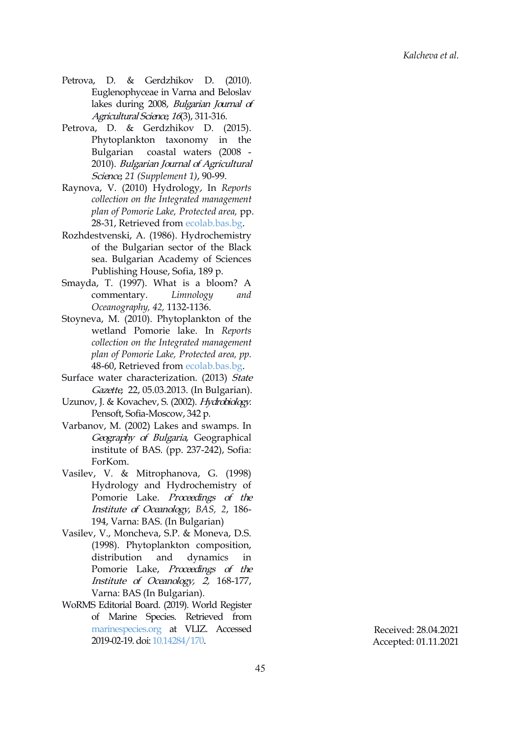Petrova, D. & Gerdzhikov D. (2010). Euglenophyceae in Varna and Beloslav lakes during 2008, *Bulgarian Journal of Agricultural Science*, *16*(3), 311-316.

Petrova, D. & Gerdzhikov D. (2015). Phytoplankton taxonomy in the Bulgarian coastal waters (2008 - 2010). *Bulgarian Journal of Agricultural Science*, *21 (Supplement 1)*, 90-99.

Raynova, V. (2010) Hydrology*,* In *Reports collection on the Integrated management plan of Pomorie Lake, Protected area,* pp. 28-31, Retrieved from ecolab.bas.bg.

Rozhdestvenski, A. (1986). Hydrochemistry of the Bulgarian sector of the Black sea. Bulgarian Academy of Sciences Publishing House, Sofia, 189 p.

Smayda, T. (1997). What is a bloom? A commentary. *Limnology and Oceanography, 42,* 1132-1136.

Stoyneva, M. (2010). Phytoplankton of the wetland Pomorie lake. In *Reports collection on the Integrated management plan of Pomorie Lake, Protected area, pp.* 48-60, Retrieved from ecolab.bas.bg.

Surface water characterization. (2013) *State Gazette*, 22, 05.03.2013. (In Bulgarian).

Uzunov, J. & Kovachev, S. (2002). *Hydrobiology*. Pensoft, Sofia-Moscow, 342 p.

Varbanov, M. (2002) Lakes and swamps. In *Geography of Bulgaria*, Geographical institute of BAS. (pp. 237-242), Sofia: ForKom.

Vasilev, V. & Mitrophanova, G. (1998) Hydrology and Hydrochemistry of Pomorie Lake. *Proceedings of the Institute of Oceanology*, *BAS, 2*, 186-194, Varna: BAS. (In Bulgarian)

Vasilev, V., Moncheva, S.P. & Moneva, D.S. (1998). Phytoplankton composition, distribution and dynamics in Pomorie Lake, *Proceedings of the Institute of Oceanology, 2,* 168-177, Varna: BAS (In Bulgarian).

WoRMS Editorial Board. (2019). World Register of Marine Species. Retrieved from marinespecies.org at VLIZ. Accessed 2019-02-19. doi: 10.14284/170.

Received: 28.04.2021
Accepted: 01.11.2021